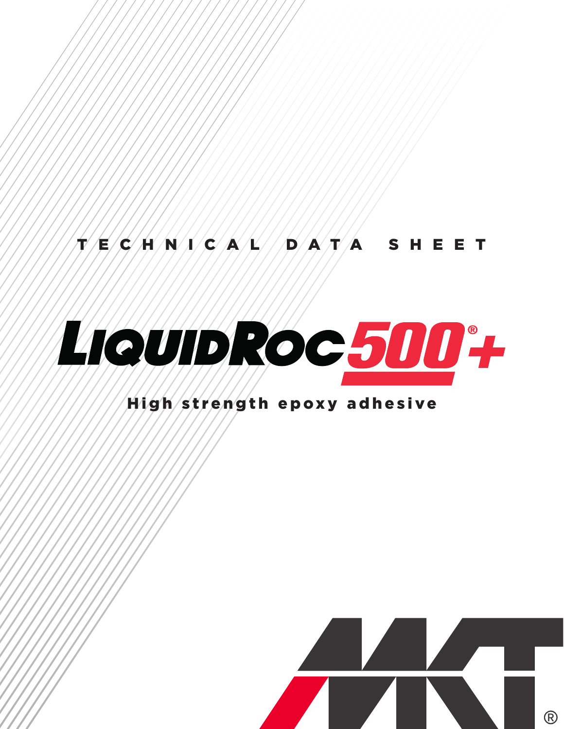TECHNICAL DATA SHEET

# LiquidRoc 500®+

## High strength epoxy adhesive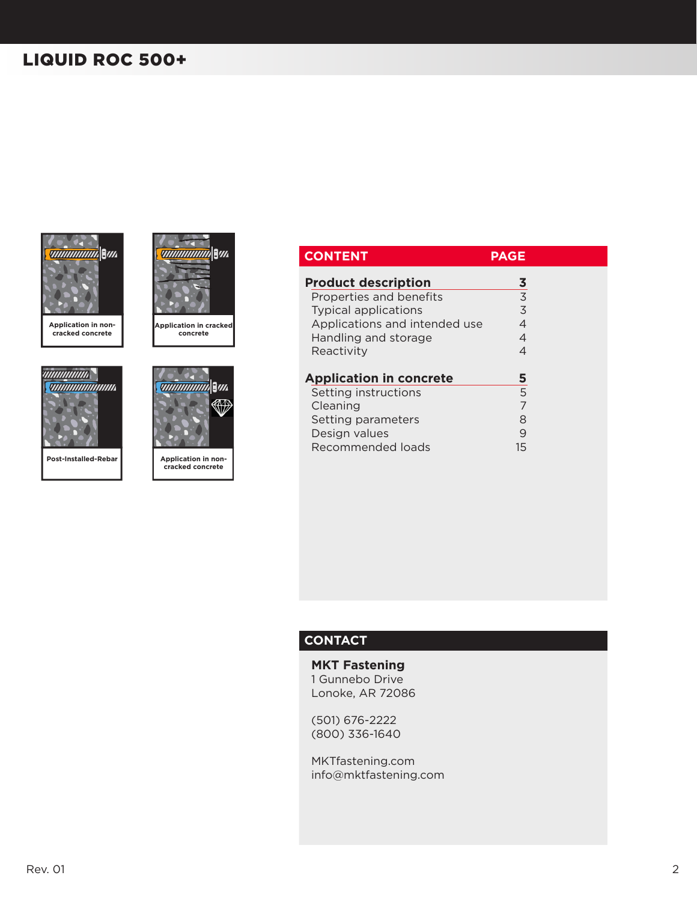# LIQUID ROC 500+

Application in non-cracked concrete

Application in cracked concrete

Post-Installed-Rebar

Application in non-cracked concrete

| CONTENT | PAGE |
|---|---|
| **Product description** | **3** |
| Properties and benefits | 3 |
| Typical applications | 3 |
| Applications and intended use | 4 |
| Handling and storage | 4 |
| Reactivity | 4 |
| **Application in concrete** | **5** |
| Setting instructions | 5 |
| Cleaning | 7 |
| Setting parameters | 8 |
| Design values | 9 |
| Recommended loads | 15 |

## CONTACT

**MKT Fastening**
1 Gunnebo Drive
Lonoke, AR 72086

(501) 676-2222
(800) 336-1640

MKTfastening.com
info@mktfastening.com

Rev. 01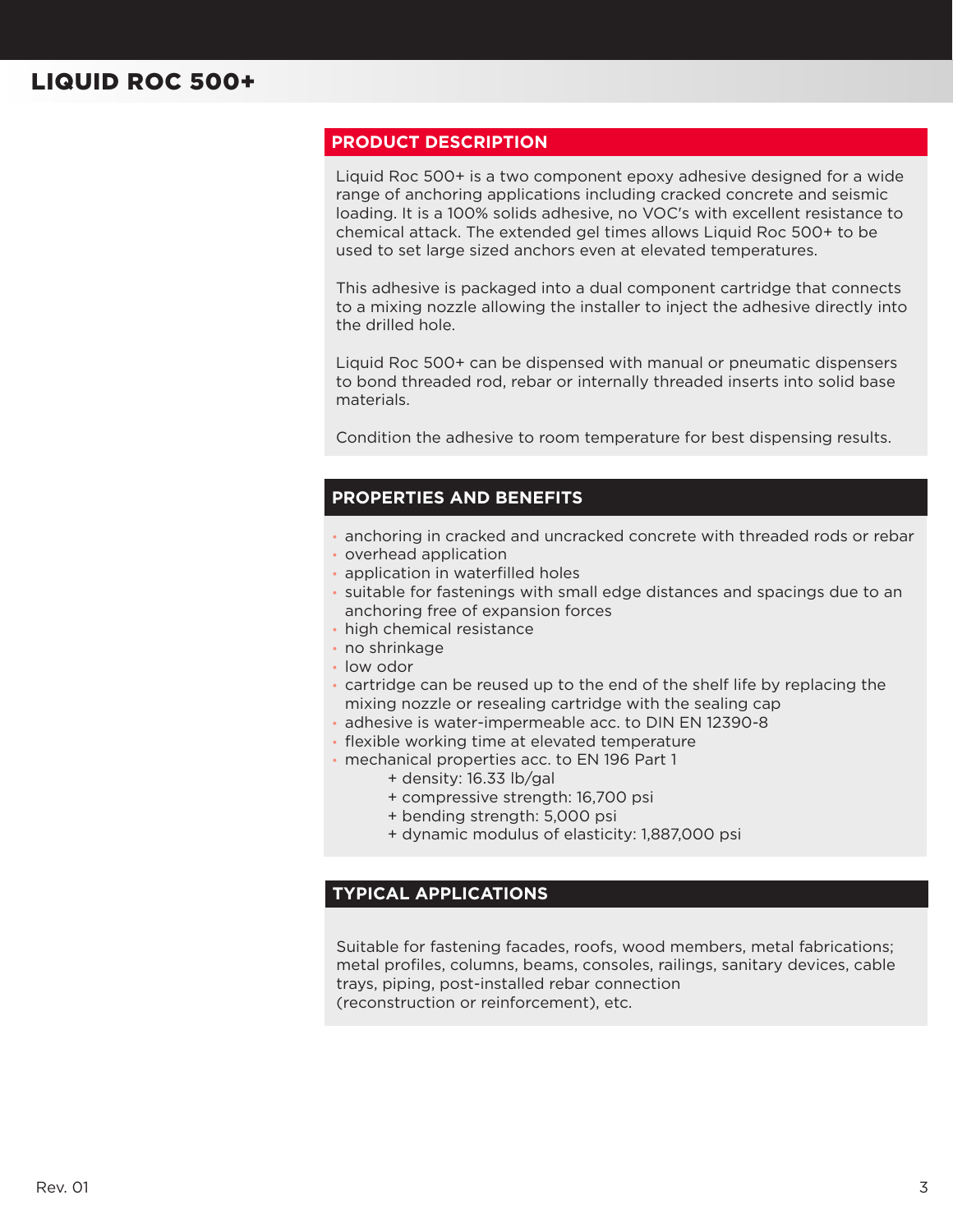# LIQUID ROC 500+

## PRODUCT DESCRIPTION

Liquid Roc 500+ is a two component epoxy adhesive designed for a wide range of anchoring applications including cracked concrete and seismic loading. It is a 100% solids adhesive, no VOC's with excellent resistance to chemical attack. The extended gel times allows Liquid Roc 500+ to be used to set large sized anchors even at elevated temperatures.

This adhesive is packaged into a dual component cartridge that connects to a mixing nozzle allowing the installer to inject the adhesive directly into the drilled hole.

Liquid Roc 500+ can be dispensed with manual or pneumatic dispensers to bond threaded rod, rebar or internally threaded inserts into solid base materials.

Condition the adhesive to room temperature for best dispensing results.

## PROPERTIES AND BENEFITS

- anchoring in cracked and uncracked concrete with threaded rods or rebar
- overhead application
- application in waterfilled holes
- suitable for fastenings with small edge distances and spacings due to an anchoring free of expansion forces
- high chemical resistance
- no shrinkage
- low odor
- cartridge can be reused up to the end of the shelf life by replacing the mixing nozzle or resealing cartridge with the sealing cap
- adhesive is water-impermeable acc. to DIN EN 12390-8
- flexible working time at elevated temperature
- mechanical properties acc. to EN 196 Part 1
    - + density: 16.33 lb/gal
    - + compressive strength: 16,700 psi
    - + bending strength: 5,000 psi
    - + dynamic modulus of elasticity: 1,887,000 psi

## TYPICAL APPLICATIONS

Suitable for fastening facades, roofs, wood members, metal fabrications; metal profiles, columns, beams, consoles, railings, sanitary devices, cable trays, piping, post-installed rebar connection (reconstruction or reinforcement), etc.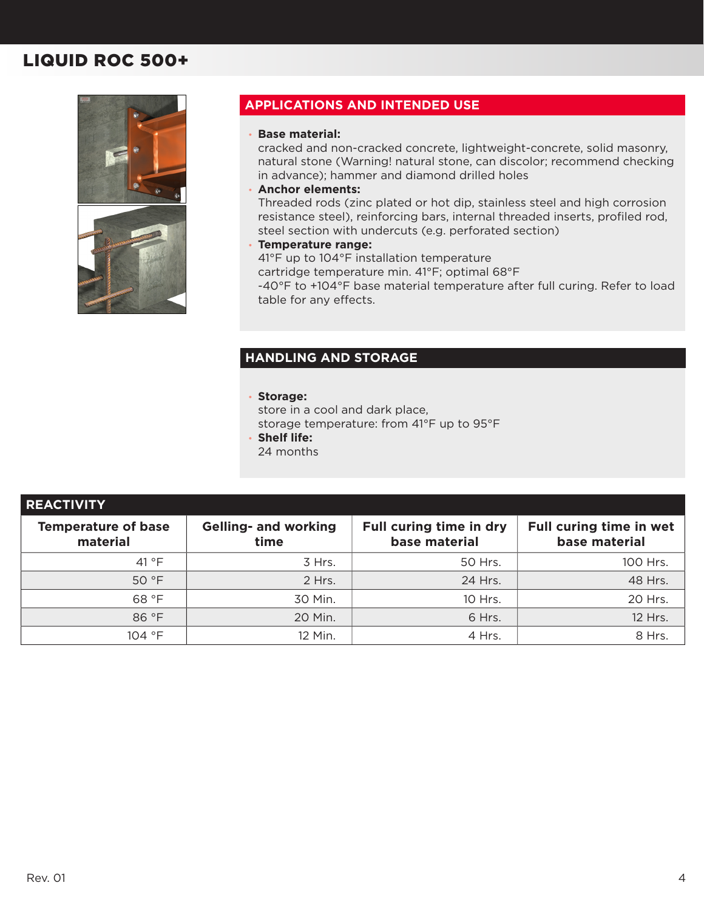# LIQUID ROC 500+

## APPLICATIONS AND INTENDED USE

- **Base material:**
  cracked and non-cracked concrete, lightweight-concrete, solid masonry, natural stone (Warning! natural stone, can discolor; recommend checking in advance); hammer and diamond drilled holes
- **Anchor elements:**
  Threaded rods (zinc plated or hot dip, stainless steel and high corrosion resistance steel), reinforcing bars, internal threaded inserts, profiled rod, steel section with undercuts (e.g. perforated section)
- **Temperature range:**
  41°F up to 104°F installation temperature
  cartridge temperature min. 41°F; optimal 68°F
  -40°F to +104°F base material temperature after full curing. Refer to load table for any effects.

## HANDLING AND STORAGE

- **Storage:**
  store in a cool and dark place,
  storage temperature: from 41°F up to 95°F
- **Shelf life:**
  24 months

## REACTIVITY

| Temperature of base material | Gelling- and working time | Full curing time in dry base material | Full curing time in wet base material |
|---|---|---|---|
| 41 °F | 3 Hrs. | 50 Hrs. | 100 Hrs. |
| 50 °F | 2 Hrs. | 24 Hrs. | 48 Hrs. |
| 68 °F | 30 Min. | 10 Hrs. | 20 Hrs. |
| 86 °F | 20 Min. | 6 Hrs. | 12 Hrs. |
| 104 °F | 12 Min. | 4 Hrs. | 8 Hrs. |

Rev. 01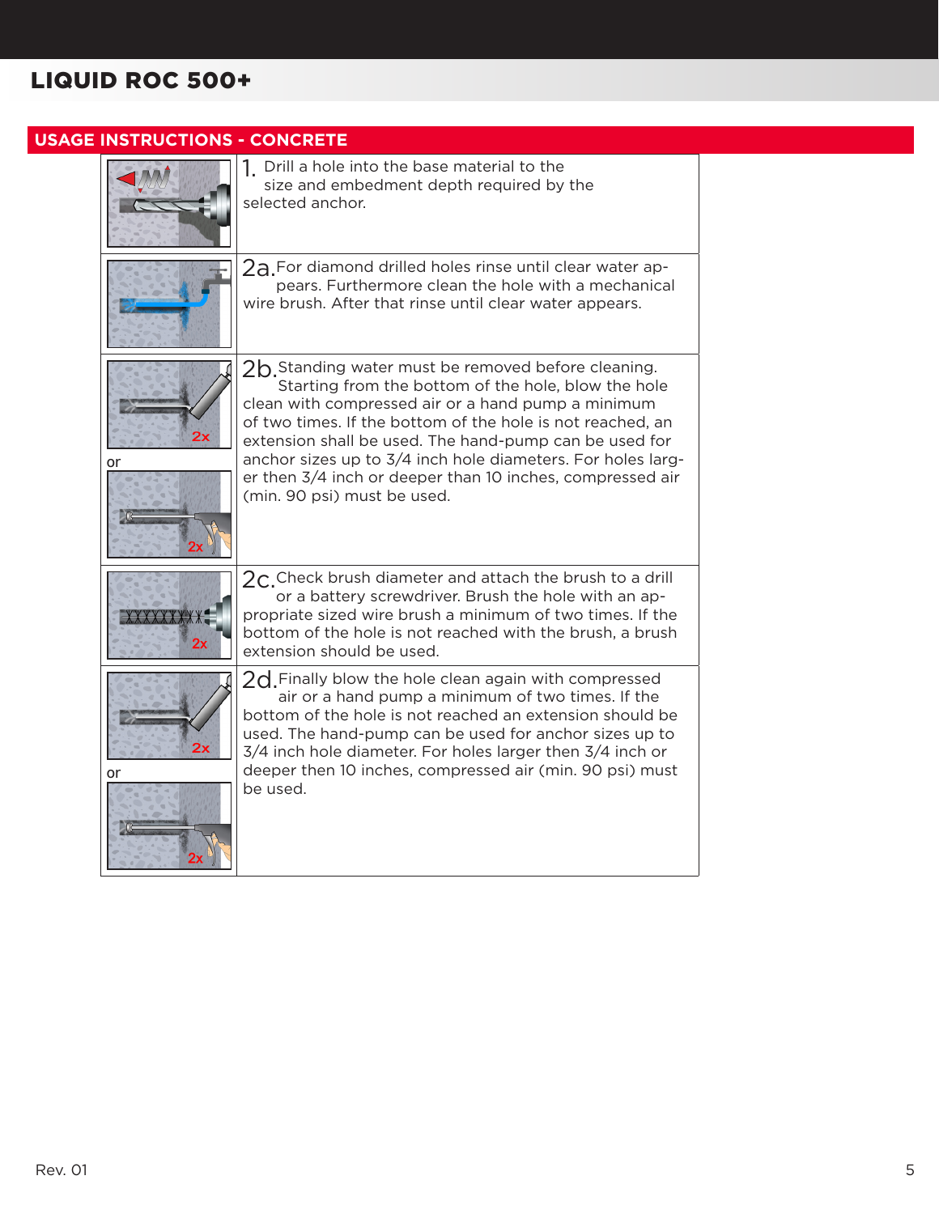## LIQUID ROC 500+

### USAGE INSTRUCTIONS - CONCRETE

1. Drill a hole into the base material to the size and embedment depth required by the selected anchor.

2a. For diamond drilled holes rinse until clear water appears. Furthermore clean the hole with a mechanical wire brush. After that rinse until clear water appears.

2x

or

2x

2b. Standing water must be removed before cleaning. Starting from the bottom of the hole, blow the hole clean with compressed air or a hand pump a minimum of two times. If the bottom of the hole is not reached, an extension shall be used. The hand-pump can be used for anchor sizes up to 3/4 inch hole diameters. For holes larger then 3/4 inch or deeper than 10 inches, compressed air (min. 90 psi) must be used.

2x

2c. Check brush diameter and attach the brush to a drill or a battery screwdriver. Brush the hole with an appropriate sized wire brush a minimum of two times. If the bottom of the hole is not reached with the brush, a brush extension should be used.

2x

or

2x

2d. Finally blow the hole clean again with compressed air or a hand pump a minimum of two times. If the bottom of the hole is not reached an extension should be used. The hand-pump can be used for anchor sizes up to 3/4 inch hole diameter. For holes larger then 3/4 inch or deeper then 10 inches, compressed air (min. 90 psi) must be used.

Rev. 01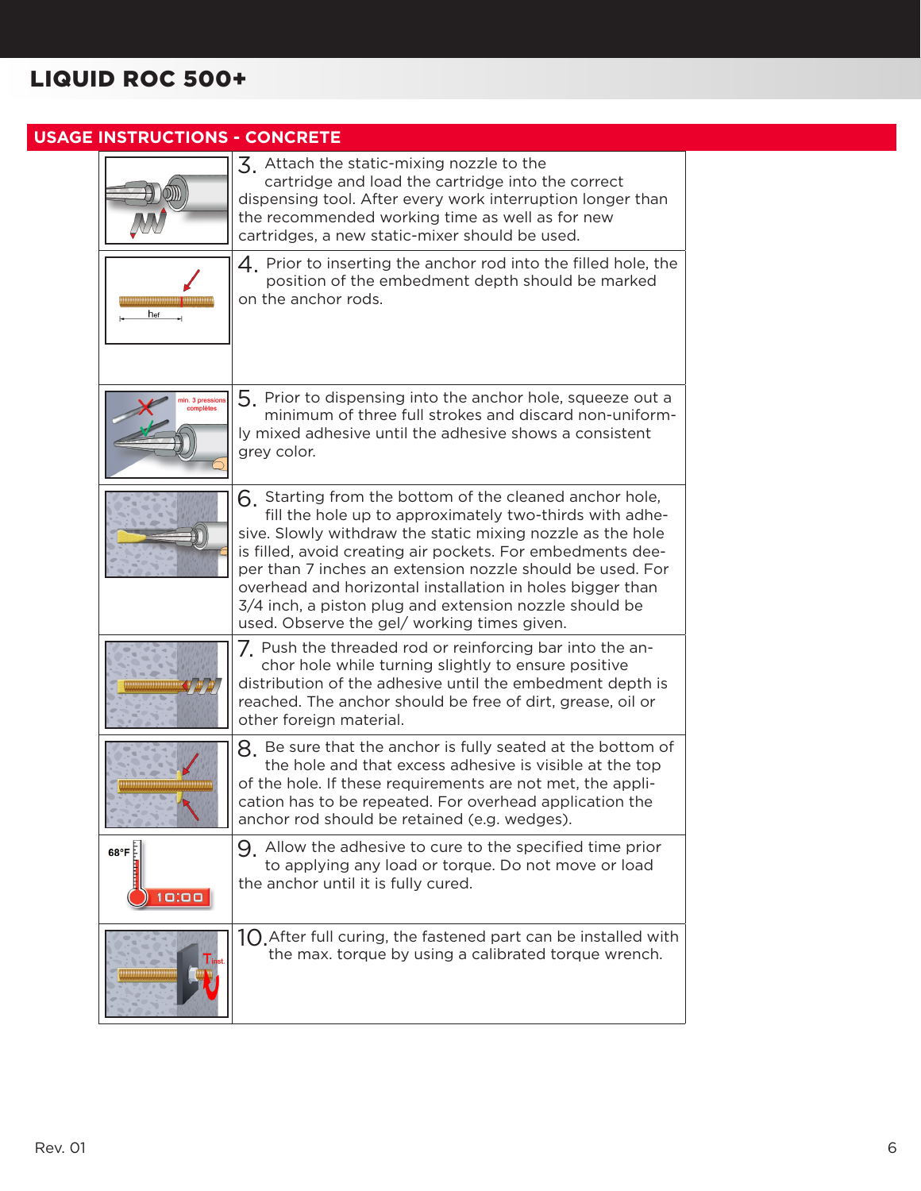# LIQUID ROC 500+

## USAGE INSTRUCTIONS - CONCRETE

3. Attach the static-mixing nozzle to the cartridge and load the cartridge into the correct dispensing tool. After every work interruption longer than the recommended working time as well as for new cartridges, a new static-mixer should be used.

4. Prior to inserting the anchor rod into the filled hole, the position of the embedment depth should be marked on the anchor rods.

5. Prior to dispensing into the anchor hole, squeeze out a minimum of three full strokes and discard non-uniformly mixed adhesive until the adhesive shows a consistent grey color.

6. Starting from the bottom of the cleaned anchor hole, fill the hole up to approximately two-thirds with adhesive. Slowly withdraw the static mixing nozzle as the hole is filled, avoid creating air pockets. For embedments deeper than 7 inches an extension nozzle should be used. For overhead and horizontal installation in holes bigger than 3/4 inch, a piston plug and extension nozzle should be used. Observe the gel/ working times given.

7. Push the threaded rod or reinforcing bar into the anchor hole while turning slightly to ensure positive distribution of the adhesive until the embedment depth is reached. The anchor should be free of dirt, grease, oil or other foreign material.

8. Be sure that the anchor is fully seated at the bottom of the hole and that excess adhesive is visible at the top of the hole. If these requirements are not met, the application has to be repeated. For overhead application the anchor rod should be retained (e.g. wedges).

9. Allow the adhesive to cure to the specified time prior to applying any load or torque. Do not move or load the anchor until it is fully cured.

10. After full curing, the fastened part can be installed with the max. torque by using a calibrated torque wrench.

Rev. 01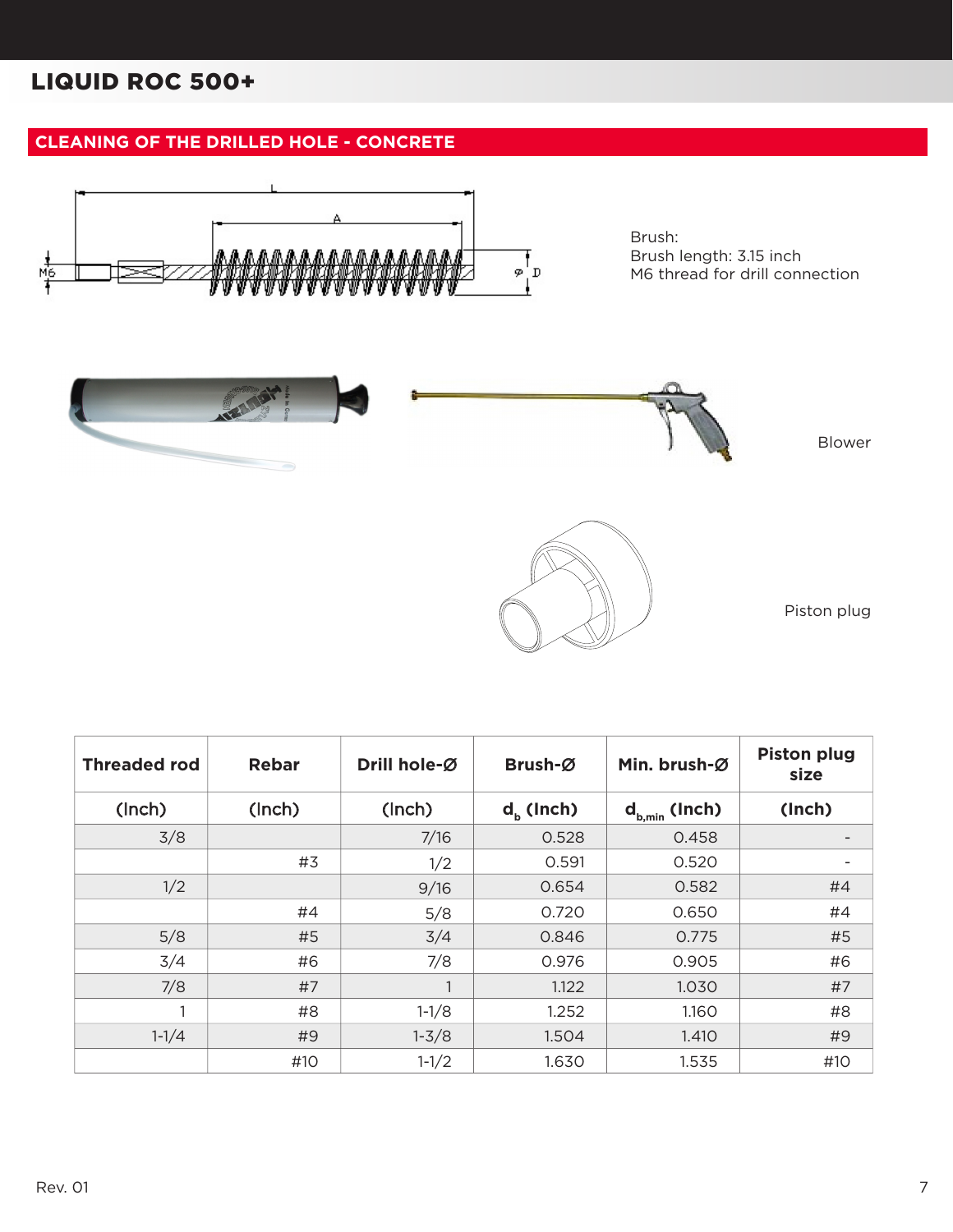# LIQUID ROC 500+

## CLEANING OF THE DRILLED HOLE - CONCRETE

Brush:
Brush length: 3.15 inch
M6 thread for drill connection

Blower

Piston plug

| Threaded rod | Rebar | Drill hole-Ø | Brush-Ø | Min. brush-Ø | Piston plug size |
|---|---|---|---|---|---|
| (Inch) | (Inch) | (Inch) | $d_b$ (Inch) | $d_{b,min}$ (Inch) | (Inch) |
| 3/8 | | 7/16 | 0.528 | 0.458 | - |
| | #3 | 1/2 | 0.591 | 0.520 | - |
| 1/2 | | 9/16 | 0.654 | 0.582 | #4 |
| | #4 | 5/8 | 0.720 | 0.650 | #4 |
| 5/8 | #5 | 3/4 | 0.846 | 0.775 | #5 |
| 3/4 | #6 | 7/8 | 0.976 | 0.905 | #6 |
| 7/8 | #7 | 1 | 1.122 | 1.030 | #7 |
| 1 | #8 | 1-1/8 | 1.252 | 1.160 | #8 |
| 1-1/4 | #9 | 1-3/8 | 1.504 | 1.410 | #9 |
| | #10 | 1-1/2 | 1.630 | 1.535 | #10 |

Rev. 01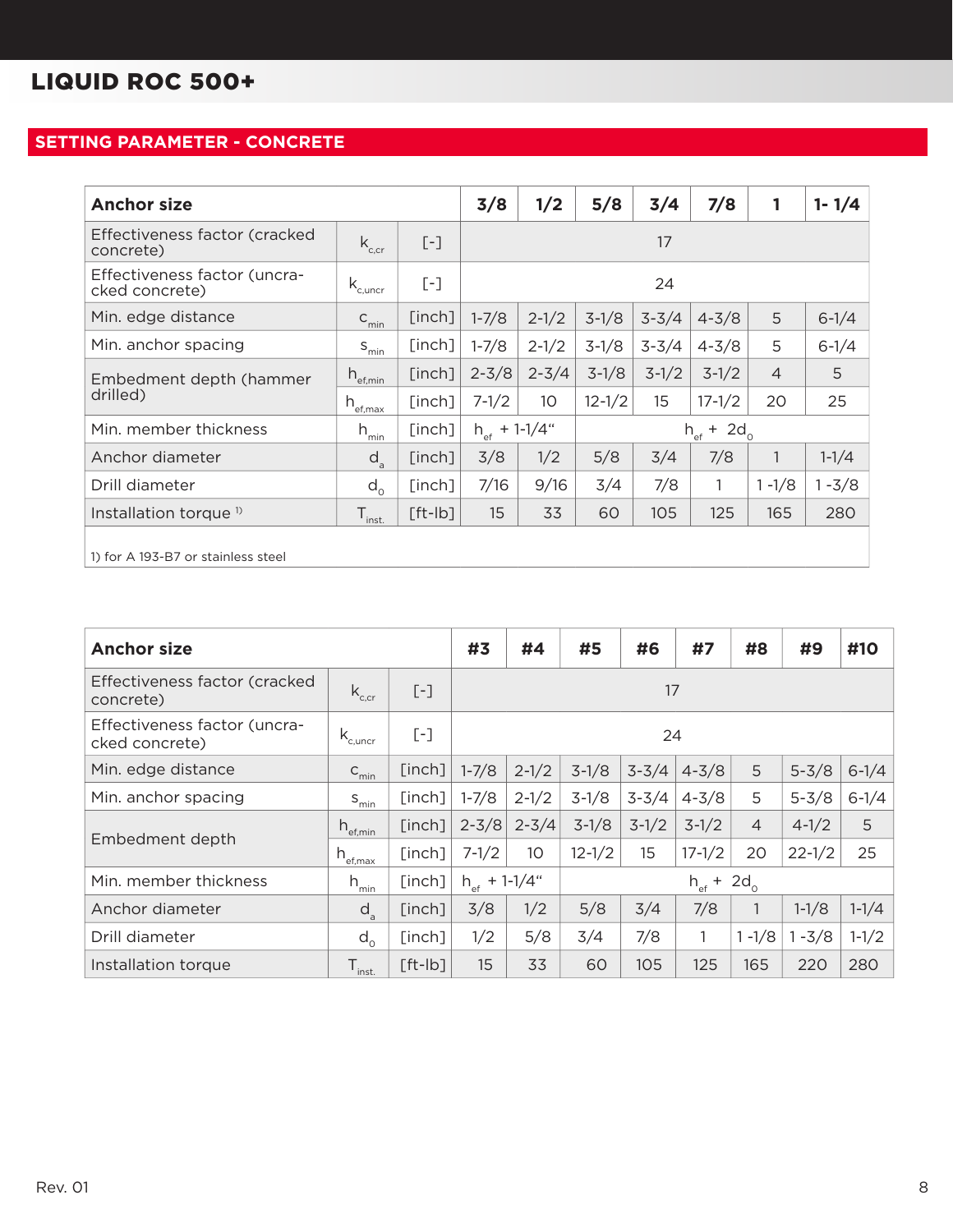# LIQUID ROC 500+

## SETTING PARAMETER - CONCRETE

| Anchor size | | | 3/8 | 1/2 | 5/8 | 3/4 | 7/8 | 1 | 1- 1/4 |
|---|---|---|---|---|---|---|---|---|---|
| Effectiveness factor (cracked concrete) | $k_{c,cr}$ | [-] | 17 | | | | | | |
| Effectiveness factor (uncracked concrete) | $k_{c,uncr}$ | [-] | 24 | | | | | | |
| Min. edge distance | $c_{min}$ | [inch] | 1-7/8 | 2-1/2 | 3-1/8 | 3-3/4 | 4-3/8 | 5 | 6-1/4 |
| Min. anchor spacing | $s_{min}$ | [inch] | 1-7/8 | 2-1/2 | 3-1/8 | 3-3/4 | 4-3/8 | 5 | 6-1/4 |
| Embedment depth (hammer drilled) | $h_{ef,min}$ | [inch] | 2-3/8 | 2-3/4 | 3-1/8 | 3-1/2 | 3-1/2 | 4 | 5 |
| | $h_{ef,max}$ | [inch] | 7-1/2 | 10 | 12-1/2 | 15 | 17-1/2 | 20 | 25 |
| Min. member thickness | $h_{min}$ | [inch] | $h_{ef}$ + 1-1/4" | $h_{ef} + 2d_0$ | | | | | |
| Anchor diameter | $d_a$ | [inch] | 3/8 | 1/2 | 5/8 | 3/4 | 7/8 | 1 | 1-1/4 |
| Drill diameter | $d_0$ | [inch] | 7/16 | 9/16 | 3/4 | 7/8 | 1 | 1 -1/8 | 1 -3/8 |
| Installation torque [1] | $T_{inst.}$ | [ft-lb] | 15 | 33 | 60 | 105 | 125 | 165 | 280 |

1) for A 193-B7 or stainless steel

| Anchor size | | | #3 | #4 | #5 | #6 | #7 | #8 | #9 | #10 |
|---|---|---|---|---|---|---|---|---|---|---|
| Effectiveness factor (cracked concrete) | $k_{c,cr}$ | [-] | 17 | | | | | | | |
| Effectiveness factor (uncracked concrete) | $k_{c,uncr}$ | [-] | 24 | | | | | | | |
| Min. edge distance | $c_{min}$ | [inch] | 1-7/8 | 2-1/2 | 3-1/8 | 3-3/4 | 4-3/8 | 5 | 5-3/8 | 6-1/4 |
| Min. anchor spacing | $s_{min}$ | [inch] | 1-7/8 | 2-1/2 | 3-1/8 | 3-3/4 | 4-3/8 | 5 | 5-3/8 | 6-1/4 |
| Embedment depth | $h_{ef,min}$ | [inch] | 2-3/8 | 2-3/4 | 3-1/8 | 3-1/2 | 3-1/2 | 4 | 4-1/2 | 5 |
| | $h_{ef,max}$ | [inch] | 7-1/2 | 10 | 12-1/2 | 15 | 17-1/2 | 20 | 22-1/2 | 25 |
| Min. member thickness | $h_{min}$ | [inch] | $h_{ef}$ + 1-1/4" | $h_{ef} + 2d_0$ | | | | | | |
| Anchor diameter | $d_a$ | [inch] | 3/8 | 1/2 | 5/8 | 3/4 | 7/8 | 1 | 1-1/8 | 1-1/4 |
| Drill diameter | $d_0$ | [inch] | 1/2 | 5/8 | 3/4 | 7/8 | 1 | 1 -1/8 | 1 -3/8 | 1-1/2 |
| Installation torque | $T_{inst.}$ | [ft-lb] | 15 | 33 | 60 | 105 | 125 | 165 | 220 | 280 |

Rev. 01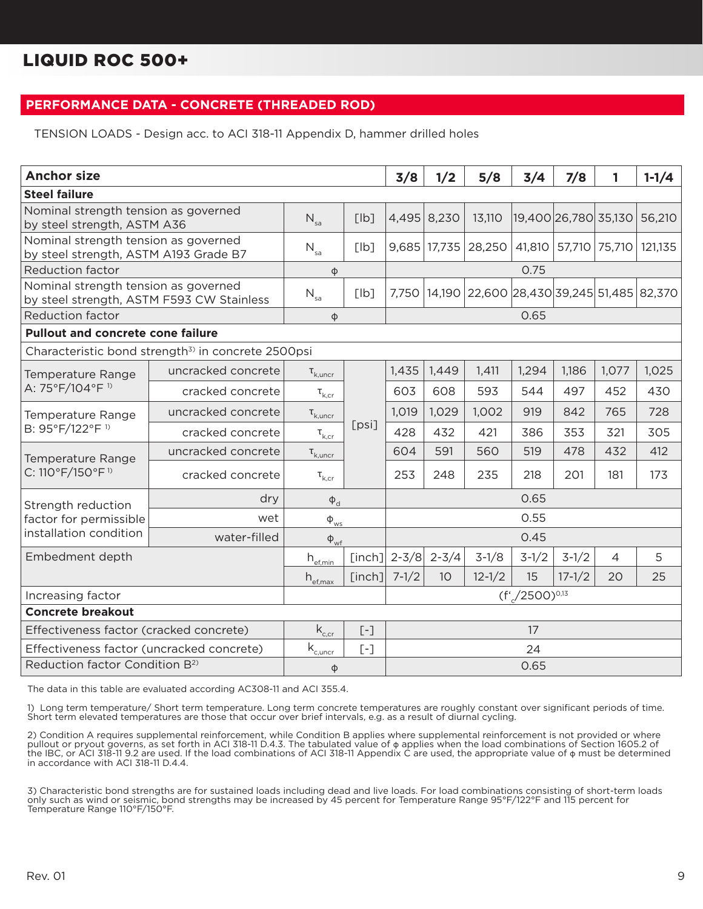# LIQUID ROC 500+

## PERFORMANCE DATA - CONCRETE (THREADED ROD)

TENSION LOADS - Design acc. to ACI 318-11 Appendix D, hammer drilled holes

| Anchor size | | | | 3/8 | 1/2 | 5/8 | 3/4 | 7/8 | 1 | 1-1/4 |
|---|---|---|---|---|---|---|---|---|---|---|
| **Steel failure** | | | | | | | | | | |
| Nominal strength tension as governed by steel strength, ASTM A36 | | $N_{sa}$ | [lb] | 4,495 | 8,230 | 13,110 | 19,400 | 26,780 | 35,130 | 56,210 |
| Nominal strength tension as governed by steel strength, ASTM A193 Grade B7 | | $N_{sa}$ | [lb] | 9,685 | 17,735 | 28,250 | 41,810 | 57,710 | 75,710 | 121,135 |
| Reduction factor | | $\phi$ | | 0.75 | | | | | | |
| Nominal strength tension as governed by steel strength, ASTM F593 CW Stainless | | $N_{sa}$ | [lb] | 7,750 | 14,190 | 22,600 | 28,430 | 39,245 | 51,485 | 82,370 |
| Reduction factor | | $\phi$ | | 0.65 | | | | | | |
| **Pullout and concrete cone failure** | | | | | | | | | | |
| Characteristic bond strength[3] in concrete 2500psi | | | | | | | | | | |
| Temperature Range A: 75°F/104°F [1] | uncracked concrete | $\tau_{k,uncr}$ | [psi] | 1,435 | 1,449 | 1,411 | 1,294 | 1,186 | 1,077 | 1,025 |
| | cracked concrete | $\tau_{k,cr}$ | [psi] | 603 | 608 | 593 | 544 | 497 | 452 | 430 |
| Temperature Range B: 95°F/122°F [1] | uncracked concrete | $\tau_{k,uncr}$ | [psi] | 1,019 | 1,029 | 1,002 | 919 | 842 | 765 | 728 |
| | cracked concrete | $\tau_{k,cr}$ | [psi] | 428 | 432 | 421 | 386 | 353 | 321 | 305 |
| Temperature Range C: 110°F/150°F [1] | uncracked concrete | $\tau_{k,uncr}$ | [psi] | 604 | 591 | 560 | 519 | 478 | 432 | 412 |
| | cracked concrete | $\tau_{k,cr}$ | [psi] | 253 | 248 | 235 | 218 | 201 | 181 | 173 |
| Strength reduction factor for permissible installation condition | dry | $\phi_d$ | | 0.65 | | | | | | |
| | wet | $\phi_{ws}$ | | 0.55 | | | | | | |
| | water-filled | $\phi_{wf}$ | | 0.45 | | | | | | |
| Embedment depth | | $h_{ef,min}$ | [inch] | 2-3/8 | 2-3/4 | 3-1/8 | 3-1/2 | 3-1/2 | 4 | 5 |
| | | $h_{ef,max}$ | [inch] | 7-1/2 | 10 | 12-1/2 | 15 | 17-1/2 | 20 | 25 |
| Increasing factor | | | | $(f'_c/2500)^{0.13}$ | | | | | | |
| **Concrete breakout** | | | | | | | | | | |
| Effectiveness factor (cracked concrete) | | $k_{c,cr}$ | [-] | 17 | | | | | | |
| Effectiveness factor (uncracked concrete) | | $k_{c,uncr}$ | [-] | 24 | | | | | | |
| Reduction factor Condition B[2] | | $\phi$ | | 0.65 | | | | | | |

The data in this table are evaluated according AC308-11 and ACI 355.4.

1) Long term temperature/ Short term temperature. Long term concrete temperatures are roughly constant over significant periods of time. Short term elevated temperatures are those that occur over brief intervals, e.g. as a result of diurnal cycling.

2) Condition A requires supplemental reinforcement, while Condition B applies where supplemental reinforcement is not provided or where pullout or pryout governs, as set forth in ACI 318-11 D.4.3. The tabulated value of $\phi$ applies when the load combinations of Section 1605.2 of the IBC, or ACI 318-11 9.2 are used. If the load combinations of ACI 318-11 Appendix C are used, the appropriate value of $\phi$ must be determined in accordance with ACI 318-11 D.4.4.

3) Characteristic bond strengths are for sustained loads including dead and live loads. For load combinations consisting of short-term loads only such as wind or seismic, bond strengths may be increased by 45 percent for Temperature Range 95°F/122°F and 115 percent for Temperature Range 110°F/150°F.

Rev. 01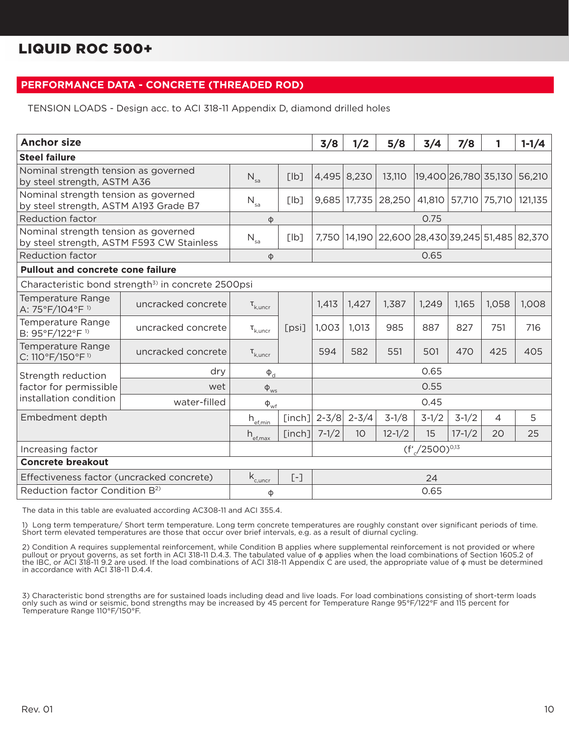# LIQUID ROC 500+

## PERFORMANCE DATA - CONCRETE (THREADED ROD)

TENSION LOADS - Design acc. to ACI 318-11 Appendix D, diamond drilled holes

| Anchor size | | | | 3/8 | 1/2 | 5/8 | 3/4 | 7/8 | 1 | 1-1/4 |
|---|---|---|---|---|---|---|---|---|---|---|
| **Steel failure** | | | | | | | | | | |
| Nominal strength tension as governed by steel strength, ASTM A36 | | $N_{sa}$ | [lb] | 4,495 | 8,230 | 13,110 | 19,400 | 26,780 | 35,130 | 56,210 |
| Nominal strength tension as governed by steel strength, ASTM A193 Grade B7 | | $N_{sa}$ | [lb] | 9,685 | 17,735 | 28,250 | 41,810 | 57,710 | 75,710 | 121,135 |
| Reduction factor | | $\phi$ | | 0.75 | | | | | | |
| Nominal strength tension as governed by steel strength, ASTM F593 CW Stainless | | $N_{sa}$ | [lb] | 7,750 | 14,190 | 22,600 | 28,430 | 39,245 | 51,485 | 82,370 |
| Reduction factor | | $\phi$ | | 0.65 | | | | | | |
| **Pullout and concrete cone failure** | | | | | | | | | | |
| Characteristic bond strength[3)] in concrete 2500psi | | | | | | | | | | |
| Temperature Range A: 75°F/104°F [1)] | uncracked concrete | $\tau_{k,uncr}$ | [psi] | 1,413 | 1,427 | 1,387 | 1,249 | 1,165 | 1,058 | 1,008 |
| Temperature Range B: 95°F/122°F [1)] | uncracked concrete | $\tau_{k,uncr}$ | [psi] | 1,003 | 1,013 | 985 | 887 | 827 | 751 | 716 |
| Temperature Range C: 110°F/150°F [1)] | uncracked concrete | $\tau_{k,uncr}$ | [psi] | 594 | 582 | 551 | 501 | 470 | 425 | 405 |
| Strength reduction factor for permissible installation condition | dry | $\phi_d$ | | 0.65 | | | | | | |
| | wet | $\phi_{ws}$ | | 0.55 | | | | | | |
| | water-filled | $\phi_{wf}$ | | 0.45 | | | | | | |
| Embedment depth | | $h_{ef,min}$ | [inch] | 2-3/8 | 2-3/4 | 3-1/8 | 3-1/2 | 3-1/2 | 4 | 5 |
| | | $h_{ef,max}$ | [inch] | 7-1/2 | 10 | 12-1/2 | 15 | 17-1/2 | 20 | 25 |
| Increasing factor | | | | $(f'_c/2500)^{0.13}$ | | | | | | |
| **Concrete breakout** | | | | | | | | | | |
| Effectiveness factor (uncracked concrete) | | $k_{c,uncr}$ | [-] | 24 | | | | | | |
| Reduction factor Condition B[2)] | | $\phi$ | | 0.65 | | | | | | |

The data in this table are evaluated according AC308-11 and ACI 355.4.

1) Long term temperature/ Short term temperature. Long term concrete temperatures are roughly constant over significant periods of time. Short term elevated temperatures are those that occur over brief intervals, e.g. as a result of diurnal cycling.

2) Condition A requires supplemental reinforcement, while Condition B applies where supplemental reinforcement is not provided or where pullout or pryout governs, as set forth in ACI 318-11 D.4.3. The tabulated value of $\phi$ applies when the load combinations of Section 1605.2 of the IBC, or ACI 318-11 9.2 are used. If the load combinations of ACI 318-11 Appendix C are used, the appropriate value of $\phi$ must be determined in accordance with ACI 318-11 D.4.4.

3) Characteristic bond strengths are for sustained loads including dead and live loads. For load combinations consisting of short-term loads only such as wind or seismic, bond strengths may be increased by 45 percent for Temperature Range 95°F/122°F and 115 percent for Temperature Range 110°F/150°F.

Rev. 01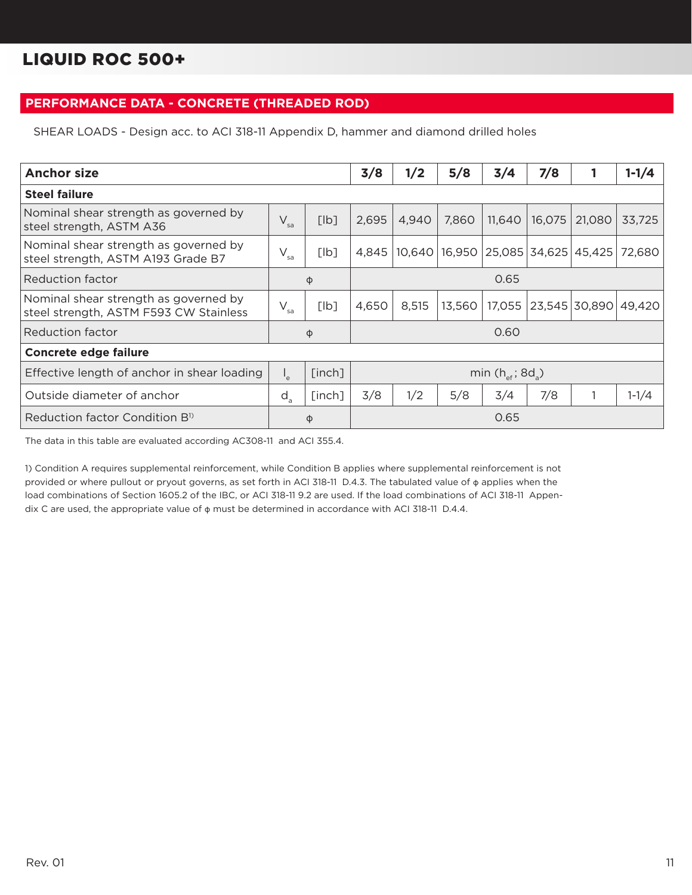# LIQUID ROC 500+

## PERFORMANCE DATA - CONCRETE (THREADED ROD)

SHEAR LOADS - Design acc. to ACI 318-11 Appendix D, hammer and diamond drilled holes

| Anchor size | | | 3/8 | 1/2 | 5/8 | 3/4 | 7/8 | 1 | 1-1/4 |
|---|---|---|---|---|---|---|---|---|---|
| **Steel failure** | | | | | | | | | |
| Nominal shear strength as governed by steel strength, ASTM A36 | $V_{sa}$ | [lb] | 2,695 | 4,940 | 7,860 | 11,640 | 16,075 | 21,080 | 33,725 |
| Nominal shear strength as governed by steel strength, ASTM A193 Grade B7 | $V_{sa}$ | [lb] | 4,845 | 10,640 | 16,950 | 25,085 | 34,625 | 45,425 | 72,680 |
| Reduction factor | $\phi$ | | 0.65 | | | | | | |
| Nominal shear strength as governed by steel strength, ASTM F593 CW Stainless | $V_{sa}$ | [lb] | 4,650 | 8,515 | 13,560 | 17,055 | 23,545 | 30,890 | 49,420 |
| Reduction factor | $\phi$ | | 0.60 | | | | | | |
| **Concrete edge failure** | | | | | | | | | |
| Effective length of anchor in shear loading | $l_e$ | [inch] | min ($h_{ef}$; $8d_a$) | | | | | | |
| Outside diameter of anchor | $d_a$ | [inch] | 3/8 | 1/2 | 5/8 | 3/4 | 7/8 | 1 | 1-1/4 |
| Reduction factor Condition B[1)] | $\phi$ | | 0.65 | | | | | | |

The data in this table are evaluated according AC308-11 and ACI 355.4.

1) Condition A requires supplemental reinforcement, while Condition B applies where supplemental reinforcement is not provided or where pullout or pryout governs, as set forth in ACI 318-11 D.4.3. The tabulated value of $\phi$ applies when the load combinations of Section 1605.2 of the IBC, or ACI 318-11 9.2 are used. If the load combinations of ACI 318-11 Appendix C are used, the appropriate value of $\phi$ must be determined in accordance with ACI 318-11 D.4.4.

Rev. 01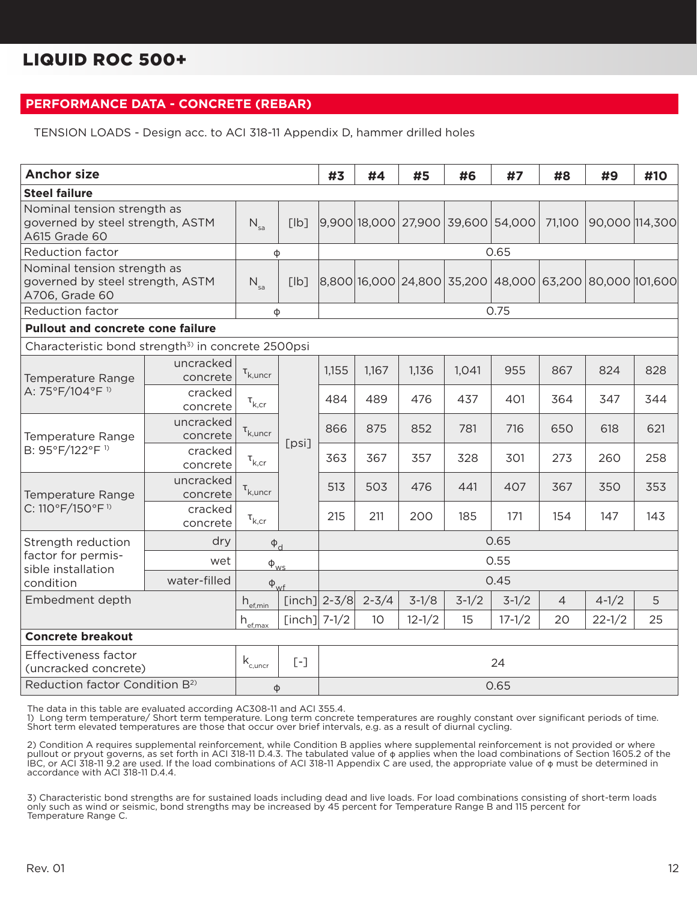# LIQUID ROC 500+

## PERFORMANCE DATA - CONCRETE (REBAR)

TENSION LOADS - Design acc. to ACI 318-11 Appendix D, hammer drilled holes

| Anchor size | | | | #3 | #4 | #5 | #6 | #7 | #8 | #9 | #10 |
|---|---|---|---|---|---|---|---|---|---|---|---|
| **Steel failure** | | | | | | | | | | | |
| Nominal tension strength as governed by steel strength, ASTM A615 Grade 60 | | $N_{sa}$ | [lb] | 9,900 | 18,000 | 27,900 | 39,600 | 54,000 | 71,100 | 90,000 | 114,300 |
| Reduction factor | | $\phi$ | | 0.65 | | | | | | | |
| Nominal tension strength as governed by steel strength, ASTM A706, Grade 60 | | $N_{sa}$ | [lb] | 8,800 | 16,000 | 24,800 | 35,200 | 48,000 | 63,200 | 80,000 | 101,600 |
| Reduction factor | | $\phi$ | | 0.75 | | | | | | | |
| **Pullout and concrete cone failure** | | | | | | | | | | | |
| Characteristic bond strength[3] in concrete 2500psi | | | | | | | | | | | |
| Temperature Range A: 75°F/104°F [1] | uncracked concrete | $\tau_{k,uncr}$ | [psi] | 1,155 | 1,167 | 1,136 | 1,041 | 955 | 867 | 824 | 828 |
| | cracked concrete | $\tau_{k,cr}$ | [psi] | 484 | 489 | 476 | 437 | 401 | 364 | 347 | 344 |
| Temperature Range B: 95°F/122°F [1] | uncracked concrete | $\tau_{k,uncr}$ | [psi] | 866 | 875 | 852 | 781 | 716 | 650 | 618 | 621 |
| | cracked concrete | $\tau_{k,cr}$ | [psi] | 363 | 367 | 357 | 328 | 301 | 273 | 260 | 258 |
| Temperature Range C: 110°F/150°F [1] | uncracked concrete | $\tau_{k,uncr}$ | [psi] | 513 | 503 | 476 | 441 | 407 | 367 | 350 | 353 |
| | cracked concrete | $\tau_{k,cr}$ | [psi] | 215 | 211 | 200 | 185 | 171 | 154 | 147 | 143 |
| Strength reduction factor for permissible installation condition | dry | $\phi_d$ | | 0.65 | | | | | | | |
| | wet | $\phi_{ws}$ | | 0.55 | | | | | | | |
| | water-filled | $\phi_{wf}$ | | 0.45 | | | | | | | |
| Embedment depth | | $h_{ef,min}$ | [inch] | 2-3/8 | 2-3/4 | 3-1/8 | 3-1/2 | 3-1/2 | 4 | 4-1/2 | 5 |
| | | $h_{ef,max}$ | [inch] | 7-1/2 | 10 | 12-1/2 | 15 | 17-1/2 | 20 | 22-1/2 | 25 |
| **Concrete breakout** | | | | | | | | | | | |
| Effectiveness factor (uncracked concrete) | | $k_{c,uncr}$ | [-] | 24 | | | | | | | |
| Reduction factor Condition B[2] | | $\phi$ | | 0.65 | | | | | | | |

The data in this table are evaluated according AC308-11 and ACI 355.4.

1) Long term temperature/ Short term temperature. Long term concrete temperatures are roughly constant over significant periods of time. Short term elevated temperatures are those that occur over brief intervals, e.g. as a result of diurnal cycling.

2) Condition A requires supplemental reinforcement, while Condition B applies where supplemental reinforcement is not provided or where pullout or pryout governs, as set forth in ACI 318-11 D.4.3. The tabulated value of $\phi$ applies when the load combinations of Section 1605.2 of the IBC, or ACI 318-11 9.2 are used. If the load combinations of ACI 318-11 Appendix C are used, the appropriate value of $\phi$ must be determined in accordance with ACI 318-11 D.4.4.

3) Characteristic bond strengths are for sustained loads including dead and live loads. For load combinations consisting of short-term loads only such as wind or seismic, bond strengths may be increased by 45 percent for Temperature Range B and 115 percent for Temperature Range C.

Rev. 01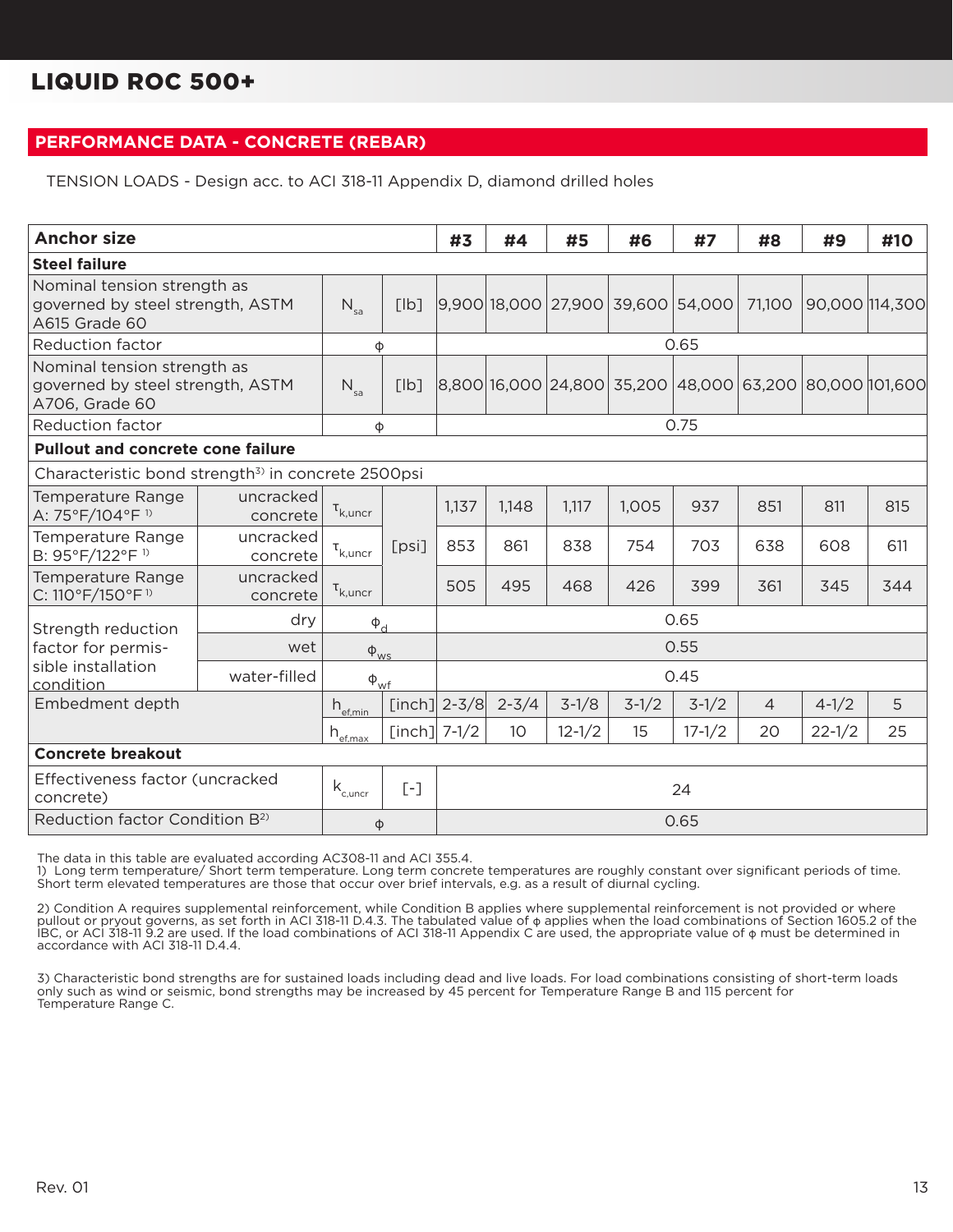# LIQUID ROC 500+

## PERFORMANCE DATA - CONCRETE (REBAR)

TENSION LOADS - Design acc. to ACI 318-11 Appendix D, diamond drilled holes

| Anchor size | | | | #3 | #4 | #5 | #6 | #7 | #8 | #9 | #10 |
|---|---|---|---|---|---|---|---|---|---|---|---|
| **Steel failure** | | | | | | | | | | | |
| Nominal tension strength as governed by steel strength, ASTM A615 Grade 60 | | $N_{sa}$ | [lb] | 9,900 | 18,000 | 27,900 | 39,600 | 54,000 | 71,100 | 90,000 | 114,300 |
| Reduction factor | | $\phi$ | | 0.65 | | | | | | | |
| Nominal tension strength as governed by steel strength, ASTM A706, Grade 60 | | $N_{sa}$ | [lb] | 8,800 | 16,000 | 24,800 | 35,200 | 48,000 | 63,200 | 80,000 | 101,600 |
| Reduction factor | | $\phi$ | | 0.75 | | | | | | | |
| **Pullout and concrete cone failure** | | | | | | | | | | | |
| Characteristic bond strength[3] in concrete 2500psi | | | | | | | | | | | |
| Temperature Range A: 75°F/104°F [1] | uncracked concrete | $\tau_{k,uncr}$ | [psi] | 1,137 | 1,148 | 1,117 | 1,005 | 937 | 851 | 811 | 815 |
| Temperature Range B: 95°F/122°F [1] | uncracked concrete | $\tau_{k,uncr}$ | [psi] | 853 | 861 | 838 | 754 | 703 | 638 | 608 | 611 |
| Temperature Range C: 110°F/150°F [1] | uncracked concrete | $\tau_{k,uncr}$ | [psi] | 505 | 495 | 468 | 426 | 399 | 361 | 345 | 344 |
| Strength reduction factor for permissible installation condition | dry | $\phi_d$ | | 0.65 | | | | | | | |
| | wet | $\phi_{ws}$ | | 0.55 | | | | | | | |
| | water-filled | $\phi_{wf}$ | | 0.45 | | | | | | | |
| Embedment depth | | $h_{ef,min}$ | [inch] | 2-3/8 | 2-3/4 | 3-1/8 | 3-1/2 | 3-1/2 | 4 | 4-1/2 | 5 |
| | | $h_{ef,max}$ | [inch] | 7-1/2 | 10 | 12-1/2 | 15 | 17-1/2 | 20 | 22-1/2 | 25 |
| **Concrete breakout** | | | | | | | | | | | |
| Effectiveness factor (uncracked concrete) | | $k_{c,uncr}$ | [-] | 24 | | | | | | | |
| Reduction factor Condition B[2] | | $\phi$ | | 0.65 | | | | | | | |

The data in this table are evaluated according AC308-11 and ACI 355.4.

1) Long term temperature/ Short term temperature. Long term concrete temperatures are roughly constant over significant periods of time. Short term elevated temperatures are those that occur over brief intervals, e.g. as a result of diurnal cycling.

2) Condition A requires supplemental reinforcement, while Condition B applies where supplemental reinforcement is not provided or where pullout or pryout governs, as set forth in ACI 318-11 D.4.3. The tabulated value of $\phi$ applies when the load combinations of Section 1605.2 of the IBC, or ACI 318-11 9.2 are used. If the load combinations of ACI 318-11 Appendix C are used, the appropriate value of $\phi$ must be determined in accordance with ACI 318-11 D.4.4.

3) Characteristic bond strengths are for sustained loads including dead and live loads. For load combinations consisting of short-term loads only such as wind or seismic, bond strengths may be increased by 45 percent for Temperature Range B and 115 percent for Temperature Range C.

Rev. 01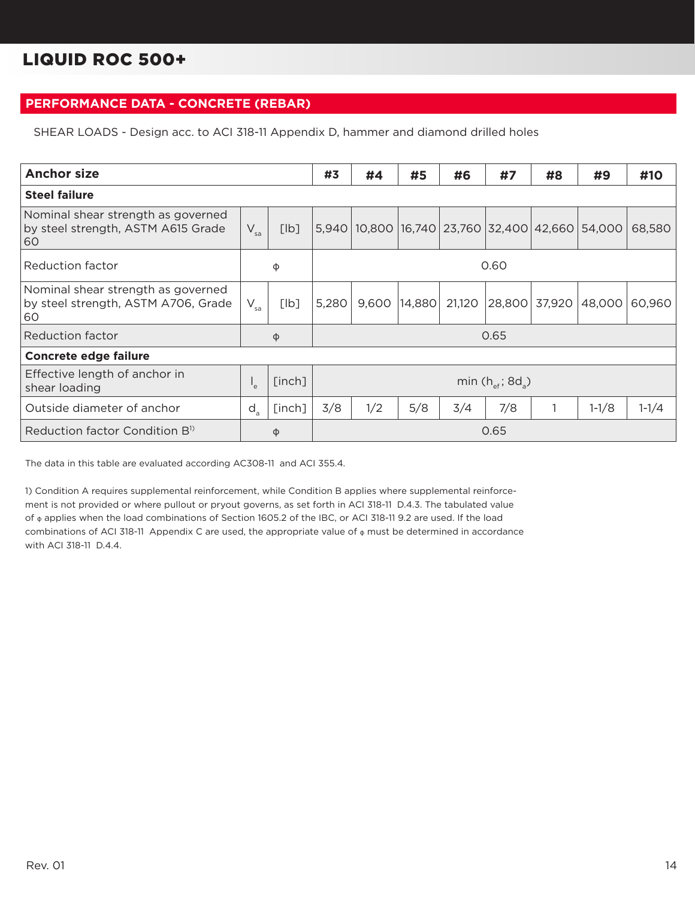# LIQUID ROC 500+

## PERFORMANCE DATA - CONCRETE (REBAR)

SHEAR LOADS - Design acc. to ACI 318-11 Appendix D, hammer and diamond drilled holes

| Anchor size | | | #3 | #4 | #5 | #6 | #7 | #8 | #9 | #10 |
|---|---|---|---|---|---|---|---|---|---|---|
| **Steel failure** | | | | | | | | | | |
| Nominal shear strength as governed by steel strength, ASTM A615 Grade 60 | $V_{sa}$ | [lb] | 5,940 | 10,800 | 16,740 | 23,760 | 32,400 | 42,660 | 54,000 | 68,580 |
| Reduction factor | $\phi$ | | 0.60 | | | | | | | |
| Nominal shear strength as governed by steel strength, ASTM A706, Grade 60 | $V_{sa}$ | [lb] | 5,280 | 9,600 | 14,880 | 21,120 | 28,800 | 37,920 | 48,000 | 60,960 |
| Reduction factor | $\phi$ | | 0.65 | | | | | | | |
| **Concrete edge failure** | | | | | | | | | | |
| Effective length of anchor in shear loading | $l_e$ | [inch] | $\min(h_{ef}; 8d_a)$ | | | | | | | |
| Outside diameter of anchor | $d_a$ | [inch] | 3/8 | 1/2 | 5/8 | 3/4 | 7/8 | 1 | 1-1/8 | 1-1/4 |
| Reduction factor Condition B[1] | $\phi$ | | 0.65 | | | | | | | |

The data in this table are evaluated according AC308-11 and ACI 355.4.

1) Condition A requires supplemental reinforcement, while Condition B applies where supplemental reinforcement is not provided or where pullout or pryout governs, as set forth in ACI 318-11 D.4.3. The tabulated value of $\phi$ applies when the load combinations of Section 1605.2 of the IBC, or ACI 318-11 9.2 are used. If the load combinations of ACI 318-11 Appendix C are used, the appropriate value of $\phi$ must be determined in accordance with ACI 318-11 D.4.4.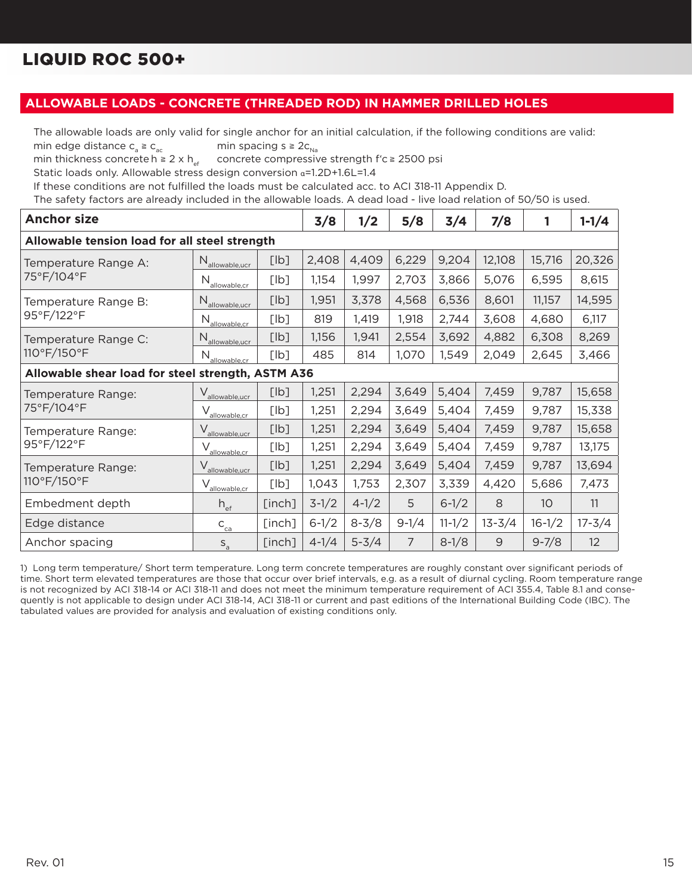# LIQUID ROC 500+

## ALLOWABLE LOADS - CONCRETE (THREADED ROD) IN HAMMER DRILLED HOLES

The allowable loads are only valid for single anchor for an initial calculation, if the following conditions are valid:

min edge distance $c_a \geqq c_{ac}$ min spacing $s \geqq 2c_{Na}$

min thickness concrete $h \geqq 2 \times h_{ef}$ concrete compressive strength $f'c \geqq 2500$ psi

Static loads only. Allowable stress design conversion $\alpha$=1.2D+1.6L=1.4

If these conditions are not fulfilled the loads must be calculated acc. to ACI 318-11 Appendix D.

The safety factors are already included in the allowable loads. A dead load - live load relation of 50/50 is used.

| Anchor size | | | 3/8 | 1/2 | 5/8 | 3/4 | 7/8 | 1 | 1-1/4 |
|---|---|---|---|---|---|---|---|---|---|
| **Allowable tension load for all steel strength** | | | | | | | | | |
| Temperature Range A: 75°F/104°F | $N_{allowable,ucr}$ | [lb] | 2,408 | 4,409 | 6,229 | 9,204 | 12,108 | 15,716 | 20,326 |
| | $N_{allowable,cr}$ | [lb] | 1,154 | 1,997 | 2,703 | 3,866 | 5,076 | 6,595 | 8,615 |
| Temperature Range B: 95°F/122°F | $N_{allowable,ucr}$ | [lb] | 1,951 | 3,378 | 4,568 | 6,536 | 8,601 | 11,157 | 14,595 |
| | $N_{allowable,cr}$ | [lb] | 819 | 1,419 | 1,918 | 2,744 | 3,608 | 4,680 | 6,117 |
| Temperature Range C: 110°F/150°F | $N_{allowable,ucr}$ | [lb] | 1,156 | 1,941 | 2,554 | 3,692 | 4,882 | 6,308 | 8,269 |
| | $N_{allowable,cr}$ | [lb] | 485 | 814 | 1,070 | 1,549 | 2,049 | 2,645 | 3,466 |
| **Allowable shear load for steel strength, ASTM A36** | | | | | | | | | |
| Temperature Range: 75°F/104°F | $V_{allowable,ucr}$ | [lb] | 1,251 | 2,294 | 3,649 | 5,404 | 7,459 | 9,787 | 15,658 |
| | $V_{allowable,cr}$ | [lb] | 1,251 | 2,294 | 3,649 | 5,404 | 7,459 | 9,787 | 15,338 |
| Temperature Range: 95°F/122°F | $V_{allowable,ucr}$ | [lb] | 1,251 | 2,294 | 3,649 | 5,404 | 7,459 | 9,787 | 15,658 |
| | $V_{allowable,cr}$ | [lb] | 1,251 | 2,294 | 3,649 | 5,404 | 7,459 | 9,787 | 13,175 |
| Temperature Range: 110°F/150°F | $V_{allowable,ucr}$ | [lb] | 1,251 | 2,294 | 3,649 | 5,404 | 7,459 | 9,787 | 13,694 |
| | $V_{allowable,cr}$ | [lb] | 1,043 | 1,753 | 2,307 | 3,339 | 4,420 | 5,686 | 7,473 |
| Embedment depth | $h_{ef}$ | [inch] | 3-1/2 | 4-1/2 | 5 | 6-1/2 | 8 | 10 | 11 |
| Edge distance | $c_{ca}$ | [inch] | 6-1/2 | 8-3/8 | 9-1/4 | 11-1/2 | 13-3/4 | 16-1/2 | 17-3/4 |
| Anchor spacing | $s_a$ | [inch] | 4-1/4 | 5-3/4 | 7 | 8-1/8 | 9 | 9-7/8 | 12 |

1) Long term temperature/ Short term temperature. Long term concrete temperatures are roughly constant over significant periods of time. Short term elevated temperatures are those that occur over brief intervals, e.g. as a result of diurnal cycling. Room temperature range is not recognized by ACI 318-14 or ACI 318-11 and does not meet the minimum temperature requirement of ACI 355.4, Table 8.1 and consequently is not applicable to design under ACI 318-14, ACI 318-11 or current and past editions of the International Building Code (IBC). The tabulated values are provided for analysis and evaluation of existing conditions only.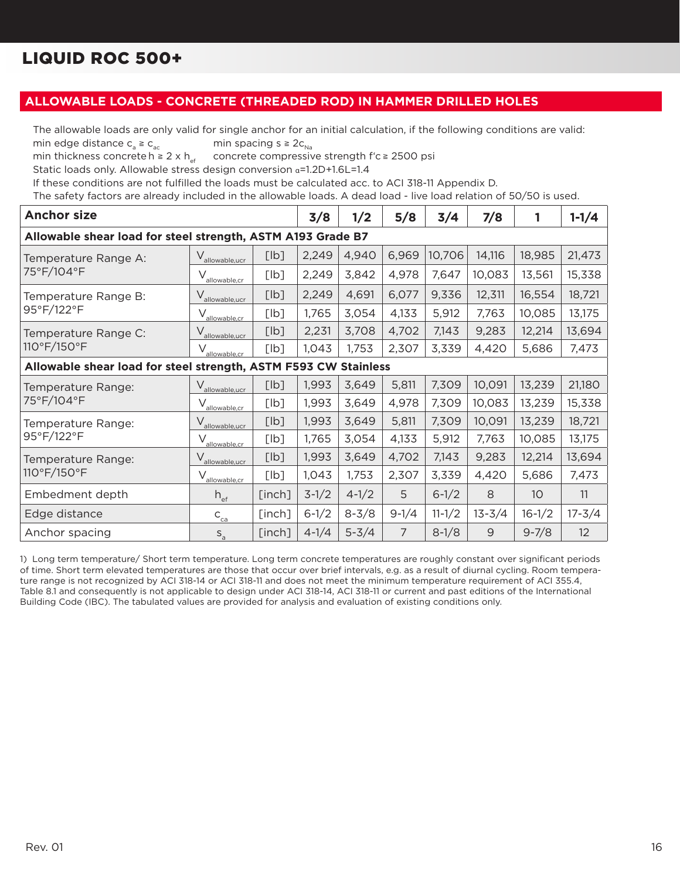# LIQUID ROC 500+

## ALLOWABLE LOADS - CONCRETE (THREADED ROD) IN HAMMER DRILLED HOLES

The allowable loads are only valid for single anchor for an initial calculation, if the following conditions are valid:

min edge distance $c_a \geq c_{ac}$ min spacing $s \geq 2c_{Na}$

min thickness concrete $h \geq 2 \times h_{ef}$ concrete compressive strength $f'c \geq 2500$ psi

Static loads only. Allowable stress design conversion $\alpha$=1.2D+1.6L=1.4

If these conditions are not fulfilled the loads must be calculated acc. to ACI 318-11 Appendix D.

The safety factors are already included in the allowable loads. A dead load - live load relation of 50/50 is used.

| Anchor size | | | 3/8 | 1/2 | 5/8 | 3/4 | 7/8 | 1 | 1-1/4 |
|---|---|---|---|---|---|---|---|---|---|
| **Allowable shear load for steel strength, ASTM A193 Grade B7** | | | | | | | | | |
| Temperature Range A: 75°F/104°F | $V_{allowable,ucr}$ | [lb] | 2,249 | 4,940 | 6,969 | 10,706 | 14,116 | 18,985 | 21,473 |
| | $V_{allowable,cr}$ | [lb] | 2,249 | 3,842 | 4,978 | 7,647 | 10,083 | 13,561 | 15,338 |
| Temperature Range B: 95°F/122°F | $V_{allowable,ucr}$ | [lb] | 2,249 | 4,691 | 6,077 | 9,336 | 12,311 | 16,554 | 18,721 |
| | $V_{allowable,cr}$ | [lb] | 1,765 | 3,054 | 4,133 | 5,912 | 7,763 | 10,085 | 13,175 |
| Temperature Range C: 110°F/150°F | $V_{allowable,ucr}$ | [lb] | 2,231 | 3,708 | 4,702 | 7,143 | 9,283 | 12,214 | 13,694 |
| | $V_{allowable,cr}$ | [lb] | 1,043 | 1,753 | 2,307 | 3,339 | 4,420 | 5,686 | 7,473 |
| **Allowable shear load for steel strength, ASTM F593 CW Stainless** | | | | | | | | | |
| Temperature Range: 75°F/104°F | $V_{allowable,ucr}$ | [lb] | 1,993 | 3,649 | 5,811 | 7,309 | 10,091 | 13,239 | 21,180 |
| | $V_{allowable,cr}$ | [lb] | 1,993 | 3,649 | 4,978 | 7,309 | 10,083 | 13,239 | 15,338 |
| Temperature Range: 95°F/122°F | $V_{allowable,ucr}$ | [lb] | 1,993 | 3,649 | 5,811 | 7,309 | 10,091 | 13,239 | 18,721 |
| | $V_{allowable,cr}$ | [lb] | 1,765 | 3,054 | 4,133 | 5,912 | 7,763 | 10,085 | 13,175 |
| Temperature Range: 110°F/150°F | $V_{allowable,ucr}$ | [lb] | 1,993 | 3,649 | 4,702 | 7,143 | 9,283 | 12,214 | 13,694 |
| | $V_{allowable,cr}$ | [lb] | 1,043 | 1,753 | 2,307 | 3,339 | 4,420 | 5,686 | 7,473 |
| Embedment depth | $h_{ef}$ | [inch] | 3-1/2 | 4-1/2 | 5 | 6-1/2 | 8 | 10 | 11 |
| Edge distance | $c_{ca}$ | [inch] | 6-1/2 | 8-3/8 | 9-1/4 | 11-1/2 | 13-3/4 | 16-1/2 | 17-3/4 |
| Anchor spacing | $s_a$ | [inch] | 4-1/4 | 5-3/4 | 7 | 8-1/8 | 9 | 9-7/8 | 12 |

1) Long term temperature/ Short term temperature. Long term concrete temperatures are roughly constant over significant periods of time. Short term elevated temperatures are those that occur over brief intervals, e.g. as a result of diurnal cycling. Room temperature range is not recognized by ACI 318-14 or ACI 318-11 and does not meet the minimum temperature requirement of ACI 355.4, Table 8.1 and consequently is not applicable to design under ACI 318-14, ACI 318-11 or current and past editions of the International Building Code (IBC). The tabulated values are provided for analysis and evaluation of existing conditions only.

Rev. 01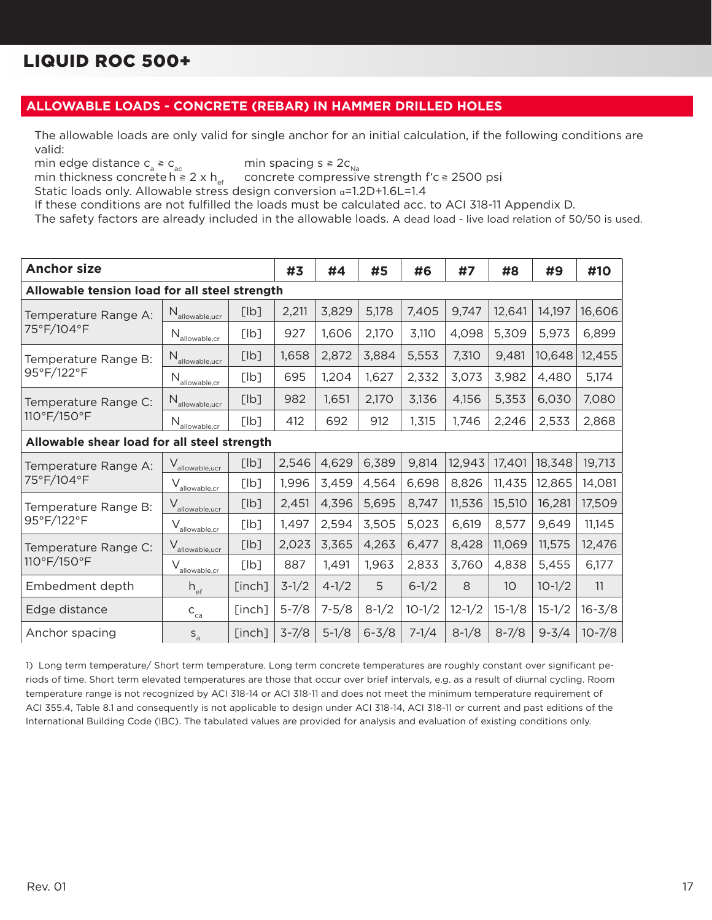# LIQUID ROC 500+

## ALLOWABLE LOADS - CONCRETE (REBAR) IN HAMMER DRILLED HOLES

The allowable loads are only valid for single anchor for an initial calculation, if the following conditions are valid:

min edge distance $c_a \geqq c_{ac}$ min spacing $s \geqq 2c_{Na}$

min thickness concrete $h \geqq 2 \times h_{ef}$ concrete compressive strength $f'c \geqq 2500$ psi

Static loads only. Allowable stress design conversion $\alpha$=1.2D+1.6L=1.4

If these conditions are not fulfilled the loads must be calculated acc. to ACI 318-11 Appendix D.

The safety factors are already included in the allowable loads. A dead load - live load relation of 50/50 is used.

| Anchor size | | | #3 | #4 | #5 | #6 | #7 | #8 | #9 | #10 |
|---|---|---|---|---|---|---|---|---|---|---|
| **Allowable tension load for all steel strength** | | | | | | | | | | |
| Temperature Range A: 75°F/104°F | $N_{allowable,ucr}$ | [lb] | 2,211 | 3,829 | 5,178 | 7,405 | 9,747 | 12,641 | 14,197 | 16,606 |
| | $N_{allowable,cr}$ | [lb] | 927 | 1,606 | 2,170 | 3,110 | 4,098 | 5,309 | 5,973 | 6,899 |
| Temperature Range B: 95°F/122°F | $N_{allowable,ucr}$ | [lb] | 1,658 | 2,872 | 3,884 | 5,553 | 7,310 | 9,481 | 10,648 | 12,455 |
| | $N_{allowable,cr}$ | [lb] | 695 | 1,204 | 1,627 | 2,332 | 3,073 | 3,982 | 4,480 | 5,174 |
| Temperature Range C: 110°F/150°F | $N_{allowable,ucr}$ | [lb] | 982 | 1,651 | 2,170 | 3,136 | 4,156 | 5,353 | 6,030 | 7,080 |
| | $N_{allowable,cr}$ | [lb] | 412 | 692 | 912 | 1,315 | 1,746 | 2,246 | 2,533 | 2,868 |
| **Allowable shear load for all steel strength** | | | | | | | | | | |
| Temperature Range A: 75°F/104°F | $V_{allowable,ucr}$ | [lb] | 2,546 | 4,629 | 6,389 | 9,814 | 12,943 | 17,401 | 18,348 | 19,713 |
| | $V_{allowable,cr}$ | [lb] | 1,996 | 3,459 | 4,564 | 6,698 | 8,826 | 11,435 | 12,865 | 14,081 |
| Temperature Range B: 95°F/122°F | $V_{allowable,ucr}$ | [lb] | 2,451 | 4,396 | 5,695 | 8,747 | 11,536 | 15,510 | 16,281 | 17,509 |
| | $V_{allowable,cr}$ | [lb] | 1,497 | 2,594 | 3,505 | 5,023 | 6,619 | 8,577 | 9,649 | 11,145 |
| Temperature Range C: 110°F/150°F | $V_{allowable,ucr}$ | [lb] | 2,023 | 3,365 | 4,263 | 6,477 | 8,428 | 11,069 | 11,575 | 12,476 |
| | $V_{allowable,cr}$ | [lb] | 887 | 1,491 | 1,963 | 2,833 | 3,760 | 4,838 | 5,455 | 6,177 |
| Embedment depth | $h_{ef}$ | [inch] | 3-1/2 | 4-1/2 | 5 | 6-1/2 | 8 | 10 | 10-1/2 | 11 |
| Edge distance | $c_{ca}$ | [inch] | 5-7/8 | 7-5/8 | 8-1/2 | 10-1/2 | 12-1/2 | 15-1/8 | 15-1/2 | 16-3/8 |
| Anchor spacing | $s_a$ | [inch] | 3-7/8 | 5-1/8 | 6-3/8 | 7-1/4 | 8-1/8 | 8-7/8 | 9-3/4 | 10-7/8 |

1) Long term temperature/ Short term temperature. Long term concrete temperatures are roughly constant over significant periods of time. Short term elevated temperatures are those that occur over brief intervals, e.g. as a result of diurnal cycling. Room temperature range is not recognized by ACI 318-14 or ACI 318-11 and does not meet the minimum temperature requirement of ACI 355.4, Table 8.1 and consequently is not applicable to design under ACI 318-14, ACI 318-11 or current and past editions of the International Building Code (IBC). The tabulated values are provided for analysis and evaluation of existing conditions only.

Rev. 01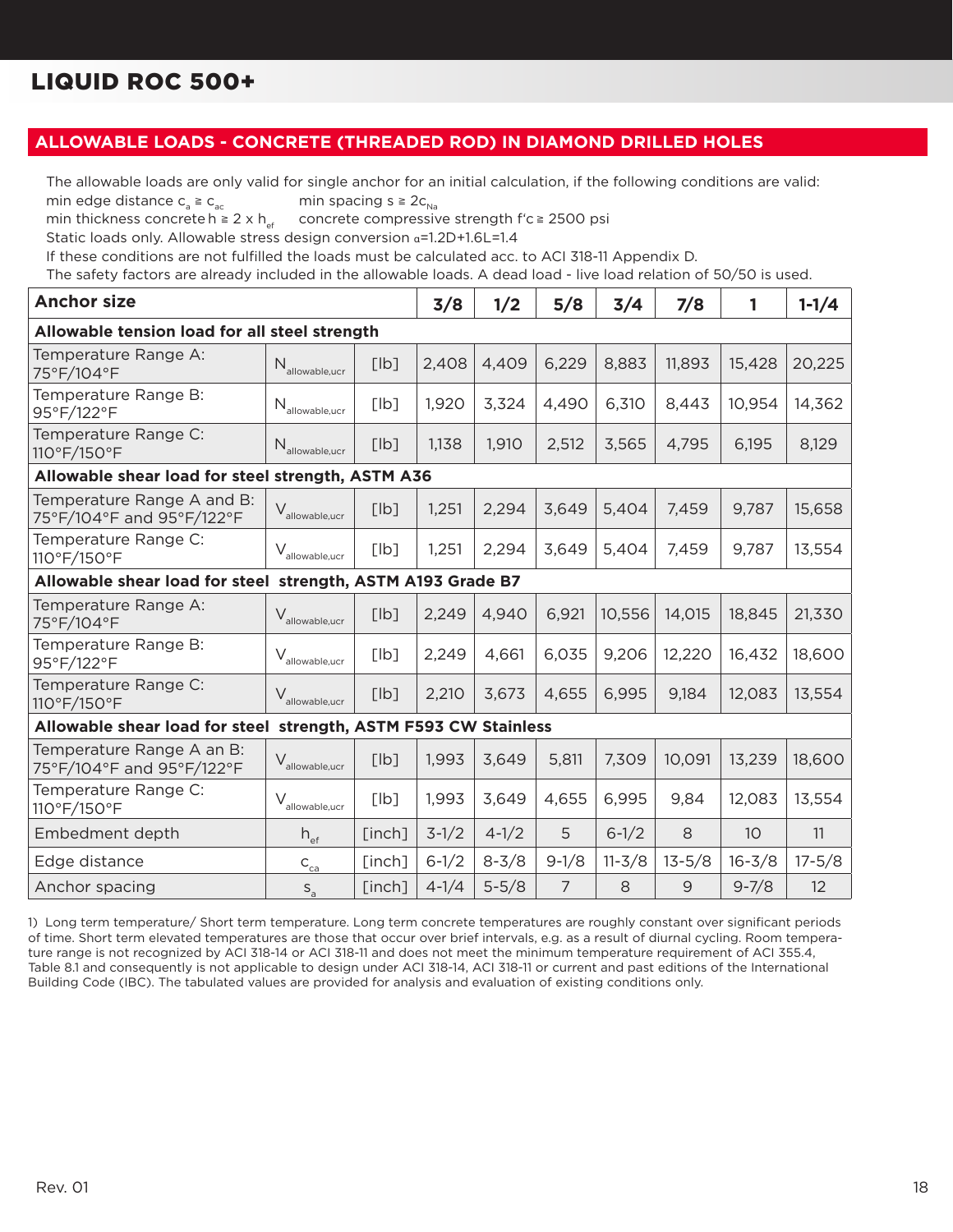# LIQUID ROC 500+

## ALLOWABLE LOADS - CONCRETE (THREADED ROD) IN DIAMOND DRILLED HOLES

The allowable loads are only valid for single anchor for an initial calculation, if the following conditions are valid:
min edge distance $c_a \geqq c_{ac}$ min spacing $s \geqq 2c_{Na}$
min thickness concrete $h \geqq 2 \times h_{ef}$ concrete compressive strength $f'c \geqq 2500$ psi
Static loads only. Allowable stress design conversion $\alpha$=1.2D+1.6L=1.4
If these conditions are not fulfilled the loads must be calculated acc. to ACI 318-11 Appendix D.
The safety factors are already included in the allowable loads. A dead load - live load relation of 50/50 is used.

| Anchor size | | | 3/8 | 1/2 | 5/8 | 3/4 | 7/8 | 1 | 1-1/4 |
|---|---|---|---|---|---|---|---|---|---|
| **Allowable tension load for all steel strength** | | | | | | | | | |
| Temperature Range A: 75°F/104°F | $N_{allowable,ucr}$ | [lb] | 2,408 | 4,409 | 6,229 | 8,883 | 11,893 | 15,428 | 20,225 |
| Temperature Range B: 95°F/122°F | $N_{allowable,ucr}$ | [lb] | 1,920 | 3,324 | 4,490 | 6,310 | 8,443 | 10,954 | 14,362 |
| Temperature Range C: 110°F/150°F | $N_{allowable,ucr}$ | [lb] | 1,138 | 1,910 | 2,512 | 3,565 | 4,795 | 6,195 | 8,129 |
| **Allowable shear load for steel strength, ASTM A36** | | | | | | | | | |
| Temperature Range A and B: 75°F/104°F and 95°F/122°F | $V_{allowable,ucr}$ | [lb] | 1,251 | 2,294 | 3,649 | 5,404 | 7,459 | 9,787 | 15,658 |
| Temperature Range C: 110°F/150°F | $V_{allowable,ucr}$ | [lb] | 1,251 | 2,294 | 3,649 | 5,404 | 7,459 | 9,787 | 13,554 |
| **Allowable shear load for steel strength, ASTM A193 Grade B7** | | | | | | | | | |
| Temperature Range A: 75°F/104°F | $V_{allowable,ucr}$ | [lb] | 2,249 | 4,940 | 6,921 | 10,556 | 14,015 | 18,845 | 21,330 |
| Temperature Range B: 95°F/122°F | $V_{allowable,ucr}$ | [lb] | 2,249 | 4,661 | 6,035 | 9,206 | 12,220 | 16,432 | 18,600 |
| Temperature Range C: 110°F/150°F | $V_{allowable,ucr}$ | [lb] | 2,210 | 3,673 | 4,655 | 6,995 | 9,184 | 12,083 | 13,554 |
| **Allowable shear load for steel strength, ASTM F593 CW Stainless** | | | | | | | | | |
| Temperature Range A an B: 75°F/104°F and 95°F/122°F | $V_{allowable,ucr}$ | [lb] | 1,993 | 3,649 | 5,811 | 7,309 | 10,091 | 13,239 | 18,600 |
| Temperature Range C: 110°F/150°F | $V_{allowable,ucr}$ | [lb] | 1,993 | 3,649 | 4,655 | 6,995 | 9,84 | 12,083 | 13,554 |
| Embedment depth | $h_{ef}$ | [inch] | 3-1/2 | 4-1/2 | 5 | 6-1/2 | 8 | 10 | 11 |
| Edge distance | $c_{ca}$ | [inch] | 6-1/2 | 8-3/8 | 9-1/8 | 11-3/8 | 13-5/8 | 16-3/8 | 17-5/8 |
| Anchor spacing | $s_a$ | [inch] | 4-1/4 | 5-5/8 | 7 | 8 | 9 | 9-7/8 | 12 |

1) Long term temperature/ Short term temperature. Long term concrete temperatures are roughly constant over significant periods of time. Short term elevated temperatures are those that occur over brief intervals, e.g. as a result of diurnal cycling. Room temperature range is not recognized by ACI 318-14 or ACI 318-11 and does not meet the minimum temperature requirement of ACI 355.4, Table 8.1 and consequently is not applicable to design under ACI 318-14, ACI 318-11 or current and past editions of the International Building Code (IBC). The tabulated values are provided for analysis and evaluation of existing conditions only.

Rev. 01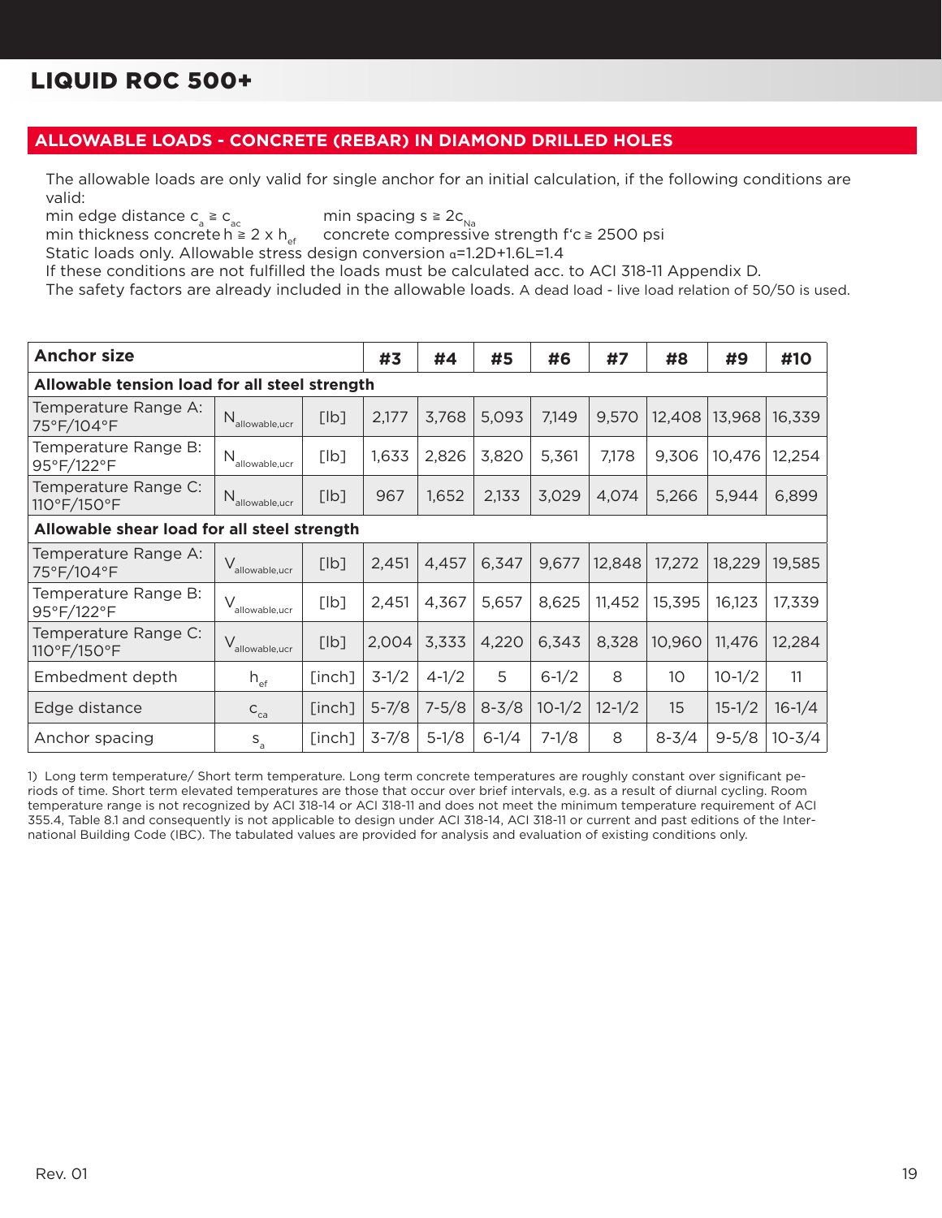# LIQUID ROC 500+

## ALLOWABLE LOADS - CONCRETE (REBAR) IN DIAMOND DRILLED HOLES

The allowable loads are only valid for single anchor for an initial calculation, if the following conditions are valid:

min edge distance $c_a \geq c_{ac}$ min spacing $s \geq 2c_{Na}$

min thickness concrete $h \geq 2 \times h_{ef}$ concrete compressive strength f'c ≥ 2500 psi

Static loads only. Allowable stress design conversion $\alpha$=1.2D+1.6L=1.4

If these conditions are not fulfilled the loads must be calculated acc. to ACI 318-11 Appendix D.

The safety factors are already included in the allowable loads. A dead load - live load relation of 50/50 is used.

| Anchor size | | | #3 | #4 | #5 | #6 | #7 | #8 | #9 | #10 |
|---|---|---|---|---|---|---|---|---|---|---|
| **Allowable tension load for all steel strength** | | | | | | | | | | |
| Temperature Range A: 75°F/104°F | $N_{allowable,ucr}$ | [lb] | 2,177 | 3,768 | 5,093 | 7,149 | 9,570 | 12,408 | 13,968 | 16,339 |
| Temperature Range B: 95°F/122°F | $N_{allowable,ucr}$ | [lb] | 1,633 | 2,826 | 3,820 | 5,361 | 7,178 | 9,306 | 10,476 | 12,254 |
| Temperature Range C: 110°F/150°F | $N_{allowable,ucr}$ | [lb] | 967 | 1,652 | 2,133 | 3,029 | 4,074 | 5,266 | 5,944 | 6,899 |
| **Allowable shear load for all steel strength** | | | | | | | | | | |
| Temperature Range A: 75°F/104°F | $V_{allowable,ucr}$ | [lb] | 2,451 | 4,457 | 6,347 | 9,677 | 12,848 | 17,272 | 18,229 | 19,585 |
| Temperature Range B: 95°F/122°F | $V_{allowable,ucr}$ | [lb] | 2,451 | 4,367 | 5,657 | 8,625 | 11,452 | 15,395 | 16,123 | 17,339 |
| Temperature Range C: 110°F/150°F | $V_{allowable,ucr}$ | [lb] | 2,004 | 3,333 | 4,220 | 6,343 | 8,328 | 10,960 | 11,476 | 12,284 |
| Embedment depth | $h_{ef}$ | [inch] | 3-1/2 | 4-1/2 | 5 | 6-1/2 | 8 | 10 | 10-1/2 | 11 |
| Edge distance | $c_{ca}$ | [inch] | 5-7/8 | 7-5/8 | 8-3/8 | 10-1/2 | 12-1/2 | 15 | 15-1/2 | 16-1/4 |
| Anchor spacing | $s_a$ | [inch] | 3-7/8 | 5-1/8 | 6-1/4 | 7-1/8 | 8 | 8-3/4 | 9-5/8 | 10-3/4 |

1) Long term temperature/ Short term temperature. Long term concrete temperatures are roughly constant over significant periods of time. Short term elevated temperatures are those that occur over brief intervals, e.g. as a result of diurnal cycling. Room temperature range is not recognized by ACI 318-14 or ACI 318-11 and does not meet the minimum temperature requirement of ACI 355.4, Table 8.1 and consequently is not applicable to design under ACI 318-14, ACI 318-11 or current and past editions of the International Building Code (IBC). The tabulated values are provided for analysis and evaluation of existing conditions only.

Rev. 01